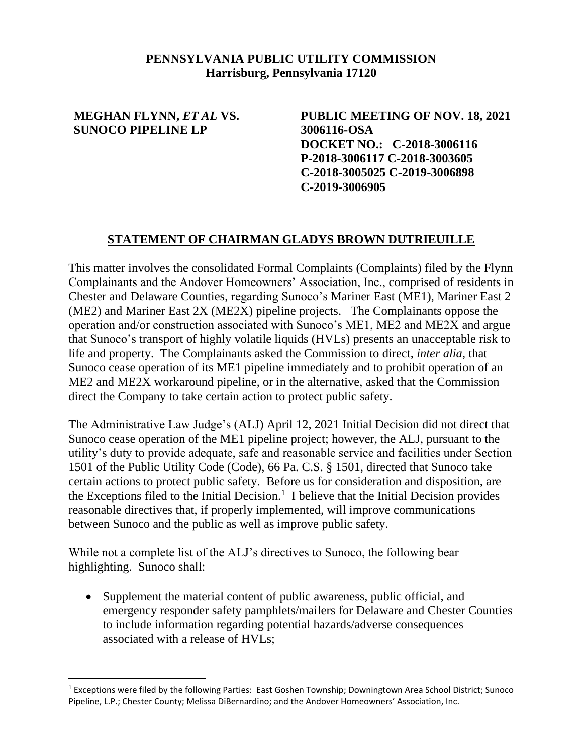**PENNSYLVANIA PUBLIC UTILITY COMMISSION**
**Harrisburg, Pennsylvania 17120**

**MEGHAN FLYNN, *ET AL* VS. SUNOCO PIPELINE LP**

**PUBLIC MEETING OF NOV. 18, 2021**
**3006116-OSA**
**DOCKET NO.: C-2018-3006116 P-2018-3006117 C-2018-3003605 C-2018-3005025 C-2019-3006898 C-2019-3006905**

## STATEMENT OF CHAIRMAN GLADYS BROWN DUTRIEUILLE

This matter involves the consolidated Formal Complaints (Complaints) filed by the Flynn Complainants and the Andover Homeowners' Association, Inc., comprised of residents in Chester and Delaware Counties, regarding Sunoco's Mariner East (ME1), Mariner East 2 (ME2) and Mariner East 2X (ME2X) pipeline projects. The Complainants oppose the operation and/or construction associated with Sunoco's ME1, ME2 and ME2X and argue that Sunoco's transport of highly volatile liquids (HVLs) presents an unacceptable risk to life and property. The Complainants asked the Commission to direct, *inter alia*, that Sunoco cease operation of its ME1 pipeline immediately and to prohibit operation of an ME2 and ME2X workaround pipeline, or in the alternative, asked that the Commission direct the Company to take certain action to protect public safety.

The Administrative Law Judge's (ALJ) April 12, 2021 Initial Decision did not direct that Sunoco cease operation of the ME1 pipeline project; however, the ALJ, pursuant to the utility's duty to provide adequate, safe and reasonable service and facilities under Section 1501 of the Public Utility Code (Code), 66 Pa. C.S. § 1501, directed that Sunoco take certain actions to protect public safety. Before us for consideration and disposition, are the Exceptions filed to the Initial Decision.[1] I believe that the Initial Decision provides reasonable directives that, if properly implemented, will improve communications between Sunoco and the public as well as improve public safety.

While not a complete list of the ALJ's directives to Sunoco, the following bear highlighting. Sunoco shall:

- Supplement the material content of public awareness, public official, and emergency responder safety pamphlets/mailers for Delaware and Chester Counties to include information regarding potential hazards/adverse consequences associated with a release of HVLs;

[1] Exceptions were filed by the following Parties: East Goshen Township; Downingtown Area School District; Sunoco Pipeline, L.P.; Chester County; Melissa DiBernardino; and the Andover Homeowners' Association, Inc.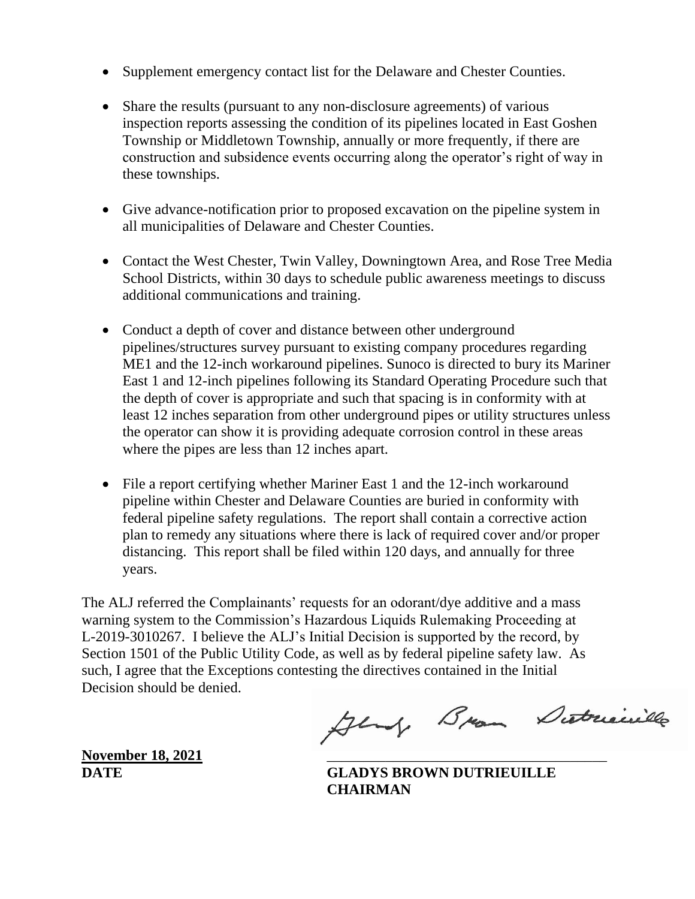- Supplement emergency contact list for the Delaware and Chester Counties.

- Share the results (pursuant to any non-disclosure agreements) of various inspection reports assessing the condition of its pipelines located in East Goshen Township or Middletown Township, annually or more frequently, if there are construction and subsidence events occurring along the operator's right of way in these townships.

- Give advance-notification prior to proposed excavation on the pipeline system in all municipalities of Delaware and Chester Counties.

- Contact the West Chester, Twin Valley, Downingtown Area, and Rose Tree Media School Districts, within 30 days to schedule public awareness meetings to discuss additional communications and training.

- Conduct a depth of cover and distance between other underground pipelines/structures survey pursuant to existing company procedures regarding ME1 and the 12-inch workaround pipelines. Sunoco is directed to bury its Mariner East 1 and 12-inch pipelines following its Standard Operating Procedure such that the depth of cover is appropriate and such that spacing is in conformity with at least 12 inches separation from other underground pipes or utility structures unless the operator can show it is providing adequate corrosion control in these areas where the pipes are less than 12 inches apart.

- File a report certifying whether Mariner East 1 and the 12-inch workaround pipeline within Chester and Delaware Counties are buried in conformity with federal pipeline safety regulations. The report shall contain a corrective action plan to remedy any situations where there is lack of required cover and/or proper distancing. This report shall be filed within 120 days, and annually for three years.

The ALJ referred the Complainants' requests for an odorant/dye additive and a mass warning system to the Commission's Hazardous Liquids Rulemaking Proceeding at L-2019-3010267. I believe the ALJ's Initial Decision is supported by the record, by Section 1501 of the Public Utility Code, as well as by federal pipeline safety law. As such, I agree that the Exceptions contesting the directives contained in the Initial Decision should be denied.

**November 18, 2021**
**DATE**

**GLADYS BROWN DUTRIEUILLE**
**CHAIRMAN**